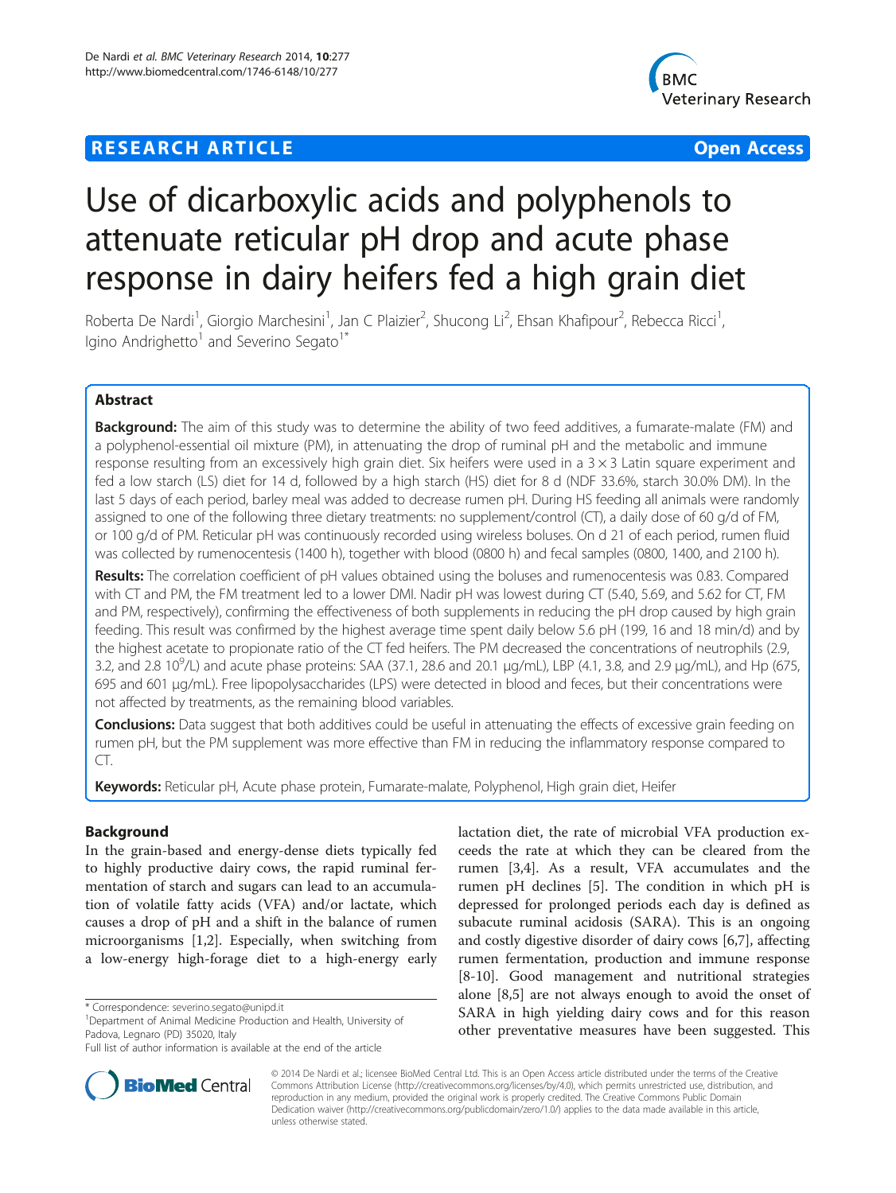**RESEARCH ARTICLE** **Open Access**

# Use of dicarboxylic acids and polyphenols to attenuate reticular pH drop and acute phase response in dairy heifers fed a high grain diet

Roberta De Nardi[1], Giorgio Marchesini[1], Jan C Plaizier[2], Shucong Li[2], Ehsan Khafipour[2], Rebecca Ricci[1], Igino Andrighetto[1] and Severino Segato[1*]

## Abstract

**Background:** The aim of this study was to determine the ability of two feed additives, a fumarate-malate (FM) and a polyphenol-essential oil mixture (PM), in attenuating the drop of ruminal pH and the metabolic and immune response resulting from an excessively high grain diet. Six heifers were used in a 3 × 3 Latin square experiment and fed a low starch (LS) diet for 14 d, followed by a high starch (HS) diet for 8 d (NDF 33.6%, starch 30.0% DM). In the last 5 days of each period, barley meal was added to decrease rumen pH. During HS feeding all animals were randomly assigned to one of the following three dietary treatments: no supplement/control (CT), a daily dose of 60 g/d of FM, or 100 g/d of PM. Reticular pH was continuously recorded using wireless boluses. On d 21 of each period, rumen fluid was collected by rumenocentesis (1400 h), together with blood (0800 h) and fecal samples (0800, 1400, and 2100 h).

**Results:** The correlation coefficient of pH values obtained using the boluses and rumenocentesis was 0.83. Compared with CT and PM, the FM treatment led to a lower DMI. Nadir pH was lowest during CT (5.40, 5.69, and 5.62 for CT, FM and PM, respectively), confirming the effectiveness of both supplements in reducing the pH drop caused by high grain feeding. This result was confirmed by the highest average time spent daily below 5.6 pH (199, 16 and 18 min/d) and by the highest acetate to propionate ratio of the CT fed heifers. The PM decreased the concentrations of neutrophils (2.9, 3.2, and 2.8 $10^9$/L) and acute phase proteins: SAA (37.1, 28.6 and 20.1 μg/mL), LBP (4.1, 3.8, and 2.9 μg/mL), and Hp (675, 695 and 601 μg/mL). Free lipopolysaccharides (LPS) were detected in blood and feces, but their concentrations were not affected by treatments, as the remaining blood variables.

**Conclusions:** Data suggest that both additives could be useful in attenuating the effects of excessive grain feeding on rumen pH, but the PM supplement was more effective than FM in reducing the inflammatory response compared to CT.

**Keywords:** Reticular pH, Acute phase protein, Fumarate-malate, Polyphenol, High grain diet, Heifer

## Background

In the grain-based and energy-dense diets typically fed to highly productive dairy cows, the rapid ruminal fermentation of starch and sugars can lead to an accumulation of volatile fatty acids (VFA) and/or lactate, which causes a drop of pH and a shift in the balance of rumen microorganisms [1,2]. Especially, when switching from a low-energy high-forage diet to a high-energy early lactation diet, the rate of microbial VFA production exceeds the rate at which they can be cleared from the rumen [3,4]. As a result, VFA accumulates and the rumen pH declines [5]. The condition in which pH is depressed for prolonged periods each day is defined as subacute ruminal acidosis (SARA). This is an ongoing and costly digestive disorder of dairy cows [6,7], affecting rumen fermentation, production and immune response [8-10]. Good management and nutritional strategies alone [8,5] are not always enough to avoid the onset of SARA in high yielding dairy cows and for this reason other preventative measures have been suggested. This

\* Correspondence: severino.segato@unipd.it
[1]Department of Animal Medicine Production and Health, University of Padova, Legnaro (PD) 35020, Italy
Full list of author information is available at the end of the article

© 2014 De Nardi et al.; licensee BioMed Central Ltd. This is an Open Access article distributed under the terms of the Creative Commons Attribution License (http://creativecommons.org/licenses/by/4.0), which permits unrestricted use, distribution, and reproduction in any medium, provided the original work is properly credited. The Creative Commons Public Domain Dedication waiver (http://creativecommons.org/publicdomain/zero/1.0/) applies to the data made available in this article, unless otherwise stated.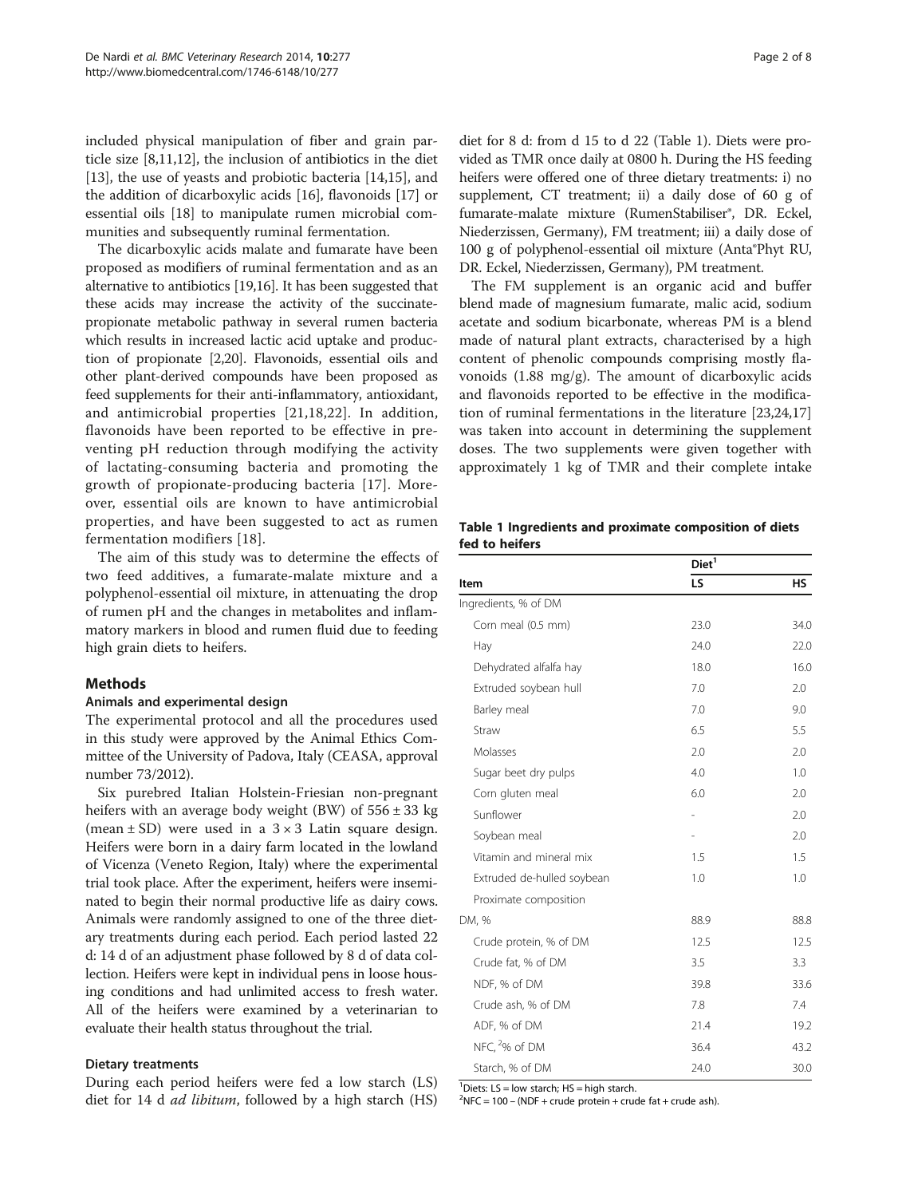included physical manipulation of fiber and grain particle size [8,11,12], the inclusion of antibiotics in the diet [13], the use of yeasts and probiotic bacteria [14,15], and the addition of dicarboxylic acids [16], flavonoids [17] or essential oils [18] to manipulate rumen microbial communities and subsequently ruminal fermentation.

The dicarboxylic acids malate and fumarate have been proposed as modifiers of ruminal fermentation and as an alternative to antibiotics [19,16]. It has been suggested that these acids may increase the activity of the succinate-propionate metabolic pathway in several rumen bacteria which results in increased lactic acid uptake and production of propionate [2,20]. Flavonoids, essential oils and other plant-derived compounds have been proposed as feed supplements for their anti-inflammatory, antioxidant, and antimicrobial properties [21,18,22]. In addition, flavonoids have been reported to be effective in preventing pH reduction through modifying the activity of lactating-consuming bacteria and promoting the growth of propionate-producing bacteria [17]. Moreover, essential oils are known to have antimicrobial properties, and have been suggested to act as rumen fermentation modifiers [18].

The aim of this study was to determine the effects of two feed additives, a fumarate-malate mixture and a polyphenol-essential oil mixture, in attenuating the drop of rumen pH and the changes in metabolites and inflammatory markers in blood and rumen fluid due to feeding high grain diets to heifers.

## Methods

### Animals and experimental design

The experimental protocol and all the procedures used in this study were approved by the Animal Ethics Committee of the University of Padova, Italy (CEASA, approval number 73/2012).

Six purebred Italian Holstein-Friesian non-pregnant heifers with an average body weight (BW) of 556 ± 33 kg (mean ± SD) were used in a 3 × 3 Latin square design. Heifers were born in a dairy farm located in the lowland of Vicenza (Veneto Region, Italy) where the experimental trial took place. After the experiment, heifers were inseminated to begin their normal productive life as dairy cows. Animals were randomly assigned to one of the three dietary treatments during each period. Each period lasted 22 d: 14 d of an adjustment phase followed by 8 d of data collection. Heifers were kept in individual pens in loose housing conditions and had unlimited access to fresh water. All of the heifers were examined by a veterinarian to evaluate their health status throughout the trial.

### Dietary treatments

During each period heifers were fed a low starch (LS) diet for 14 d *ad libitum*, followed by a high starch (HS) diet for 8 d: from d 15 to d 22 (Table 1). Diets were provided as TMR once daily at 0800 h. During the HS feeding heifers were offered one of three dietary treatments: i) no supplement, CT treatment; ii) a daily dose of 60 g of fumarate-malate mixture (RumenStabiliser®, DR. Eckel, Niederzissen, Germany), FM treatment; iii) a daily dose of 100 g of polyphenol-essential oil mixture (Anta®Phyt RU, DR. Eckel, Niederzissen, Germany), PM treatment.

The FM supplement is an organic acid and buffer blend made of magnesium fumarate, malic acid, sodium acetate and sodium bicarbonate, whereas PM is a blend made of natural plant extracts, characterised by a high content of phenolic compounds comprising mostly flavonoids (1.88 mg/g). The amount of dicarboxylic acids and flavonoids reported to be effective in the modification of ruminal fermentations in the literature [23,24,17] was taken into account in determining the supplement doses. The two supplements were given together with approximately 1 kg of TMR and their complete intake

**Table 1 Ingredients and proximate composition of diets fed to heifers**

| Item | Diet[1] | |
|---|---|---|
| | LS | HS |
| Ingredients, % of DM | | |
| Corn meal (0.5 mm) | 23.0 | 34.0 |
| Hay | 24.0 | 22.0 |
| Dehydrated alfalfa hay | 18.0 | 16.0 |
| Extruded soybean hull | 7.0 | 2.0 |
| Barley meal | 7.0 | 9.0 |
| Straw | 6.5 | 5.5 |
| Molasses | 2.0 | 2.0 |
| Sugar beet dry pulps | 4.0 | 1.0 |
| Corn gluten meal | 6.0 | 2.0 |
| Sunflower | - | 2.0 |
| Soybean meal | - | 2.0 |
| Vitamin and mineral mix | 1.5 | 1.5 |
| Extruded de-hulled soybean | 1.0 | 1.0 |
| Proximate composition | | |
| DM, % | 88.9 | 88.8 |
| Crude protein, % of DM | 12.5 | 12.5 |
| Crude fat, % of DM | 3.5 | 3.3 |
| NDF, % of DM | 39.8 | 33.6 |
| Crude ash, % of DM | 7.8 | 7.4 |
| ADF, % of DM | 21.4 | 19.2 |
| NFC, [2]% of DM | 36.4 | 43.2 |
| Starch, % of DM | 24.0 | 30.0 |

[1]Diets: LS = low starch; HS = high starch.
[2]NFC = 100 – (NDF + crude protein + crude fat + crude ash).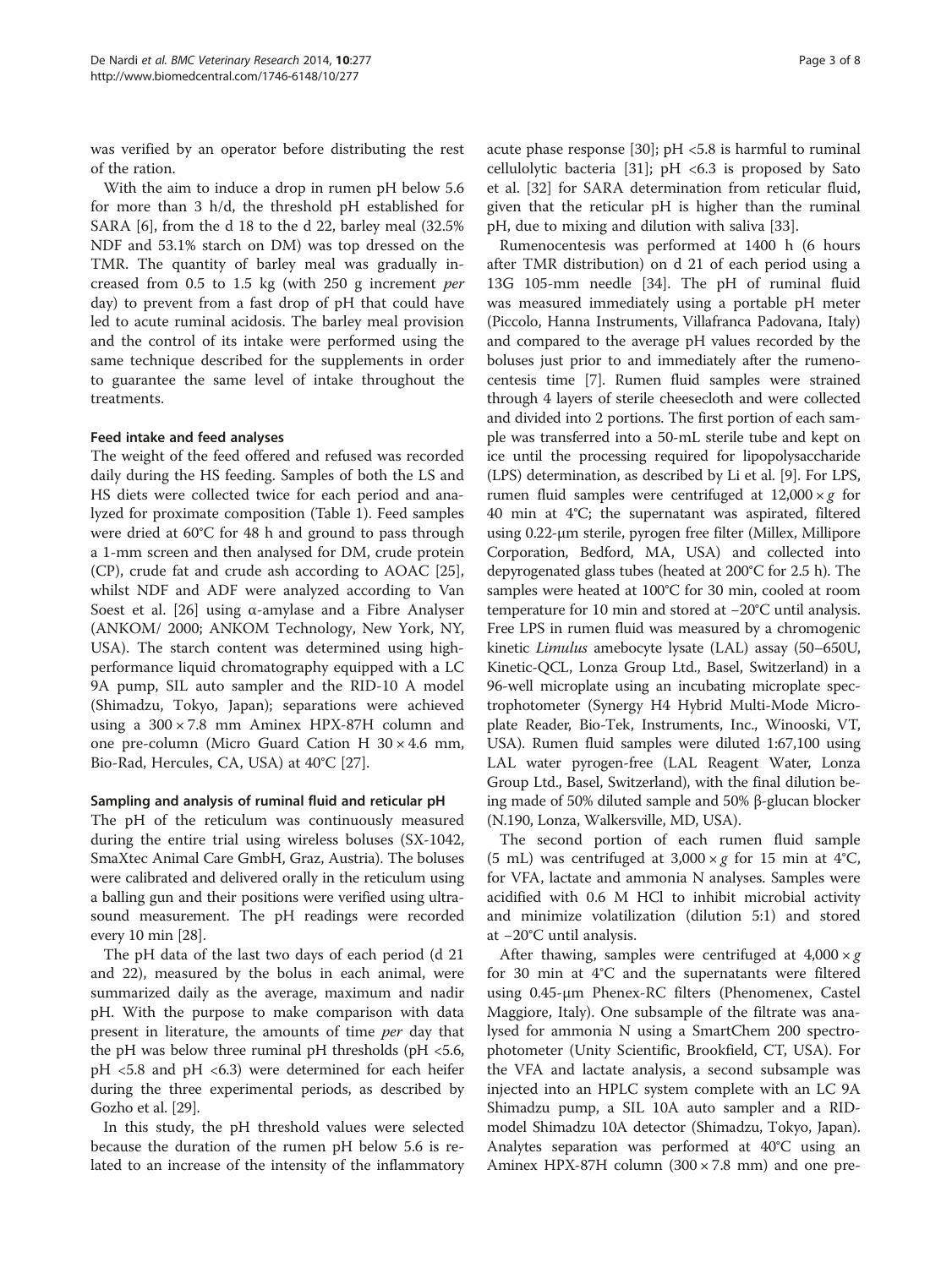was verified by an operator before distributing the rest of the ration.

With the aim to induce a drop in rumen pH below 5.6 for more than 3 h/d, the threshold pH established for SARA [6], from the d 18 to the d 22, barley meal (32.5% NDF and 53.1% starch on DM) was top dressed on the TMR. The quantity of barley meal was gradually increased from 0.5 to 1.5 kg (with 250 g increment *per* day) to prevent from a fast drop of pH that could have led to acute ruminal acidosis. The barley meal provision and the control of its intake were performed using the same technique described for the supplements in order to guarantee the same level of intake throughout the treatments.

### Feed intake and feed analyses

The weight of the feed offered and refused was recorded daily during the HS feeding. Samples of both the LS and HS diets were collected twice for each period and analyzed for proximate composition (Table 1). Feed samples were dried at 60°C for 48 h and ground to pass through a 1-mm screen and then analysed for DM, crude protein (CP), crude fat and crude ash according to AOAC [25], whilst NDF and ADF were analyzed according to Van Soest et al. [26] using α-amylase and a Fibre Analyser (ANKOM/ 2000; ANKOM Technology, New York, NY, USA). The starch content was determined using high-performance liquid chromatography equipped with a LC 9A pump, SIL auto sampler and the RID-10 A model (Shimadzu, Tokyo, Japan); separations were achieved using a 300 × 7.8 mm Aminex HPX-87H column and one pre-column (Micro Guard Cation H 30 × 4.6 mm, Bio-Rad, Hercules, CA, USA) at 40°C [27].

### Sampling and analysis of ruminal fluid and reticular pH

The pH of the reticulum was continuously measured during the entire trial using wireless boluses (SX-1042, SmaXtec Animal Care GmbH, Graz, Austria). The boluses were calibrated and delivered orally in the reticulum using a balling gun and their positions were verified using ultrasound measurement. The pH readings were recorded every 10 min [28].

The pH data of the last two days of each period (d 21 and 22), measured by the bolus in each animal, were summarized daily as the average, maximum and nadir pH. With the purpose to make comparison with data present in literature, the amounts of time *per* day that the pH was below three ruminal pH thresholds (pH <5.6, pH <5.8 and pH <6.3) were determined for each heifer during the three experimental periods, as described by Gozho et al. [29].

In this study, the pH threshold values were selected because the duration of the rumen pH below 5.6 is related to an increase of the intensity of the inflammatory acute phase response [30]; pH <5.8 is harmful to ruminal cellulolytic bacteria [31]; pH <6.3 is proposed by Sato et al. [32] for SARA determination from reticular fluid, given that the reticular pH is higher than the ruminal pH, due to mixing and dilution with saliva [33].

Rumenocentesis was performed at 1400 h (6 hours after TMR distribution) on d 21 of each period using a 13G 105-mm needle [34]. The pH of ruminal fluid was measured immediately using a portable pH meter (Piccolo, Hanna Instruments, Villafranca Padovana, Italy) and compared to the average pH values recorded by the boluses just prior to and immediately after the rumenocentesis time [7]. Rumen fluid samples were strained through 4 layers of sterile cheesecloth and were collected and divided into 2 portions. The first portion of each sample was transferred into a 50-mL sterile tube and kept on ice until the processing required for lipopolysaccharide (LPS) determination, as described by Li et al. [9]. For LPS, rumen fluid samples were centrifuged at 12,000 × *g* for 40 min at 4°C; the supernatant was aspirated, filtered using 0.22-μm sterile, pyrogen free filter (Millex, Millipore Corporation, Bedford, MA, USA) and collected into depyrogenated glass tubes (heated at 200°C for 2.5 h). The samples were heated at 100°C for 30 min, cooled at room temperature for 10 min and stored at −20°C until analysis. Free LPS in rumen fluid was measured by a chromogenic kinetic *Limulus* amebocyte lysate (LAL) assay (50–650U, Kinetic-QCL, Lonza Group Ltd., Basel, Switzerland) in a 96-well microplate using an incubating microplate spectrophotometer (Synergy H4 Hybrid Multi-Mode Microplate Reader, Bio-Tek, Instruments, Inc., Winooski, VT, USA). Rumen fluid samples were diluted 1:67,100 using LAL water pyrogen-free (LAL Reagent Water, Lonza Group Ltd., Basel, Switzerland), with the final dilution being made of 50% diluted sample and 50% β-glucan blocker (N.190, Lonza, Walkersville, MD, USA).

The second portion of each rumen fluid sample (5 mL) was centrifuged at 3,000 × *g* for 15 min at 4°C, for VFA, lactate and ammonia N analyses. Samples were acidified with 0.6 M HCl to inhibit microbial activity and minimize volatilization (dilution 5:1) and stored at −20°C until analysis.

After thawing, samples were centrifuged at 4,000 × *g* for 30 min at 4°C and the supernatants were filtered using 0.45-μm Phenex-RC filters (Phenomenex, Castel Maggiore, Italy). One subsample of the filtrate was analysed for ammonia N using a SmartChem 200 spectrophotometer (Unity Scientific, Brookfield, CT, USA). For the VFA and lactate analysis, a second subsample was injected into an HPLC system complete with an LC 9A Shimadzu pump, a SIL 10A auto sampler and a RID-model Shimadzu 10A detector (Shimadzu, Tokyo, Japan). Analytes separation was performed at 40°C using an Aminex HPX-87H column (300 × 7.8 mm) and one pre-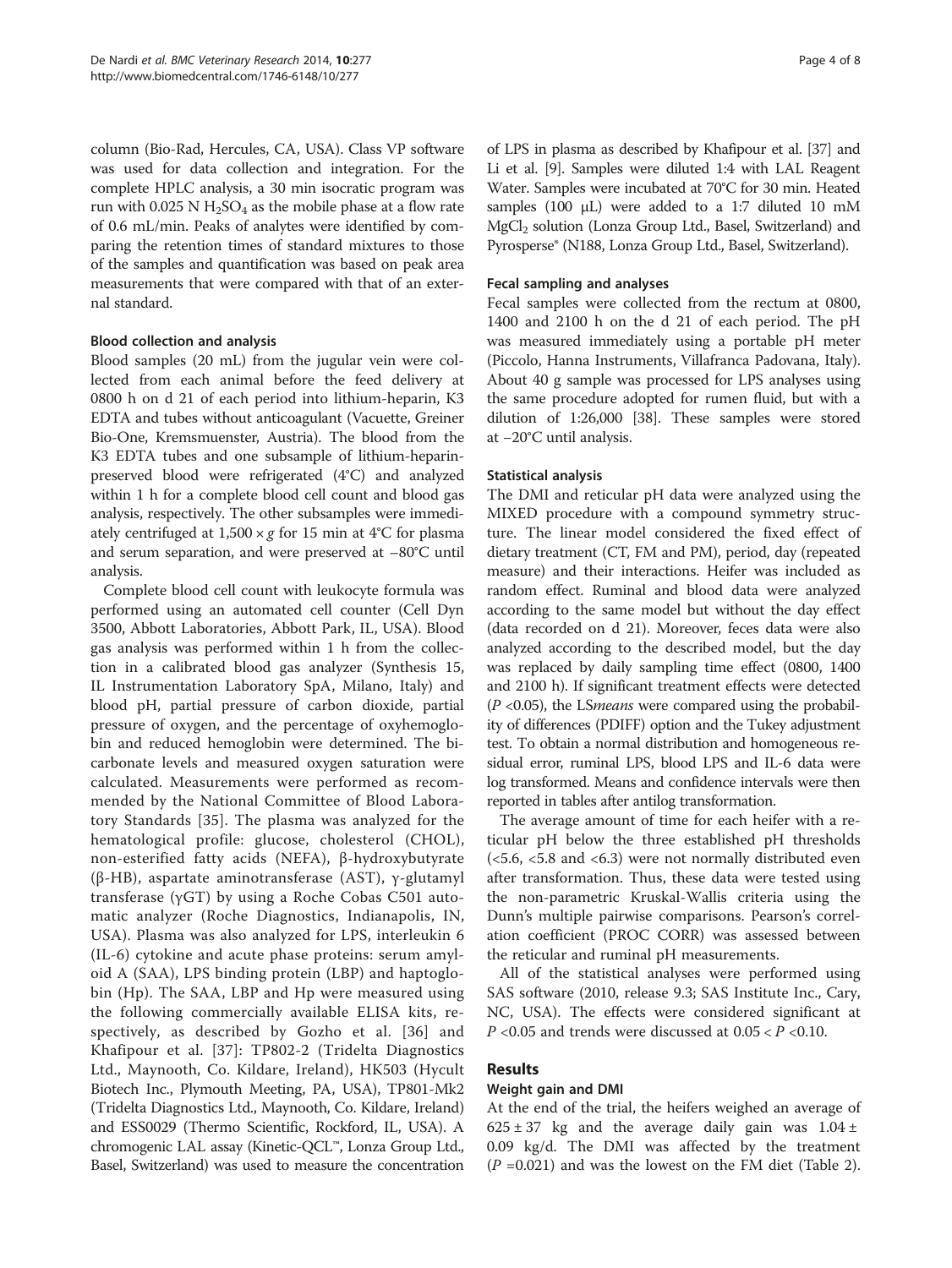column (Bio-Rad, Hercules, CA, USA). Class VP software was used for data collection and integration. For the complete HPLC analysis, a 30 min isocratic program was run with 0.025 N $H_2SO_4$ as the mobile phase at a flow rate of 0.6 mL/min. Peaks of analytes were identified by comparing the retention times of standard mixtures to those of the samples and quantification was based on peak area measurements that were compared with that of an external standard.

### Blood collection and analysis

Blood samples (20 mL) from the jugular vein were collected from each animal before the feed delivery at 0800 h on d 21 of each period into lithium-heparin, K3 EDTA and tubes without anticoagulant (Vacuette, Greiner Bio-One, Kremsmuenster, Austria). The blood from the K3 EDTA tubes and one subsample of lithium-heparin-preserved blood were refrigerated (4°C) and analyzed within 1 h for a complete blood cell count and blood gas analysis, respectively. The other subsamples were immediately centrifuged at $1{,}500 \times g$ for 15 min at 4°C for plasma and serum separation, and were preserved at −80°C until analysis.

Complete blood cell count with leukocyte formula was performed using an automated cell counter (Cell Dyn 3500, Abbott Laboratories, Abbott Park, IL, USA). Blood gas analysis was performed within 1 h from the collection in a calibrated blood gas analyzer (Synthesis 15, IL Instrumentation Laboratory SpA, Milano, Italy) and blood pH, partial pressure of carbon dioxide, partial pressure of oxygen, and the percentage of oxyhemoglobin and reduced hemoglobin were determined. The bicarbonate levels and measured oxygen saturation were calculated. Measurements were performed as recommended by the National Committee of Blood Laboratory Standards [35]. The plasma was analyzed for the hematological profile: glucose, cholesterol (CHOL), non-esterified fatty acids (NEFA), β-hydroxybutyrate (β-HB), aspartate aminotransferase (AST), γ-glutamyl transferase (γGT) by using a Roche Cobas C501 automatic analyzer (Roche Diagnostics, Indianapolis, IN, USA). Plasma was also analyzed for LPS, interleukin 6 (IL-6) cytokine and acute phase proteins: serum amyloid A (SAA), LPS binding protein (LBP) and haptoglobin (Hp). The SAA, LBP and Hp were measured using the following commercially available ELISA kits, respectively, as described by Gozho et al. [36] and Khafipour et al. [37]: TP802-2 (Tridelta Diagnostics Ltd., Maynooth, Co. Kildare, Ireland), HK503 (Hycult Biotech Inc., Plymouth Meeting, PA, USA), TP801-Mk2 (Tridelta Diagnostics Ltd., Maynooth, Co. Kildare, Ireland) and ESS0029 (Thermo Scientific, Rockford, IL, USA). A chromogenic LAL assay (Kinetic-QCL™, Lonza Group Ltd., Basel, Switzerland) was used to measure the concentration of LPS in plasma as described by Khafipour et al. [37] and Li et al. [9]. Samples were diluted 1:4 with LAL Reagent Water. Samples were incubated at 70°C for 30 min. Heated samples (100 μL) were added to a 1:7 diluted 10 mM $MgCl_2$ solution (Lonza Group Ltd., Basel, Switzerland) and Pyrosperse® (N188, Lonza Group Ltd., Basel, Switzerland).

### Fecal sampling and analyses

Fecal samples were collected from the rectum at 0800, 1400 and 2100 h on the d 21 of each period. The pH was measured immediately using a portable pH meter (Piccolo, Hanna Instruments, Villafranca Padovana, Italy). About 40 g sample was processed for LPS analyses using the same procedure adopted for rumen fluid, but with a dilution of 1:26,000 [38]. These samples were stored at −20°C until analysis.

### Statistical analysis

The DMI and reticular pH data were analyzed using the MIXED procedure with a compound symmetry structure. The linear model considered the fixed effect of dietary treatment (CT, FM and PM), period, day (repeated measure) and their interactions. Heifer was included as random effect. Ruminal and blood data were analyzed according to the same model but without the day effect (data recorded on d 21). Moreover, feces data were also analyzed according to the described model, but the day was replaced by daily sampling time effect (0800, 1400 and 2100 h). If significant treatment effects were detected ($P$ <0.05), the LS*means* were compared using the probability of differences (PDIFF) option and the Tukey adjustment test. To obtain a normal distribution and homogeneous residual error, ruminal LPS, blood LPS and IL-6 data were log transformed. Means and confidence intervals were then reported in tables after antilog transformation.

The average amount of time for each heifer with a reticular pH below the three established pH thresholds (<5.6, <5.8 and <6.3) were not normally distributed even after transformation. Thus, these data were tested using the non-parametric Kruskal-Wallis criteria using the Dunn's multiple pairwise comparisons. Pearson's correlation coefficient (PROC CORR) was assessed between the reticular and ruminal pH measurements.

All of the statistical analyses were performed using SAS software (2010, release 9.3; SAS Institute Inc., Cary, NC, USA). The effects were considered significant at $P$ <0.05 and trends were discussed at $0.05 < P < 0.10$.

## Results

### Weight gain and DMI

At the end of the trial, the heifers weighed an average of $625 \pm 37$ kg and the average daily gain was $1.04 \pm 0.09$ kg/d. The DMI was affected by the treatment ($P$ =0.021) and was the lowest on the FM diet (Table 2).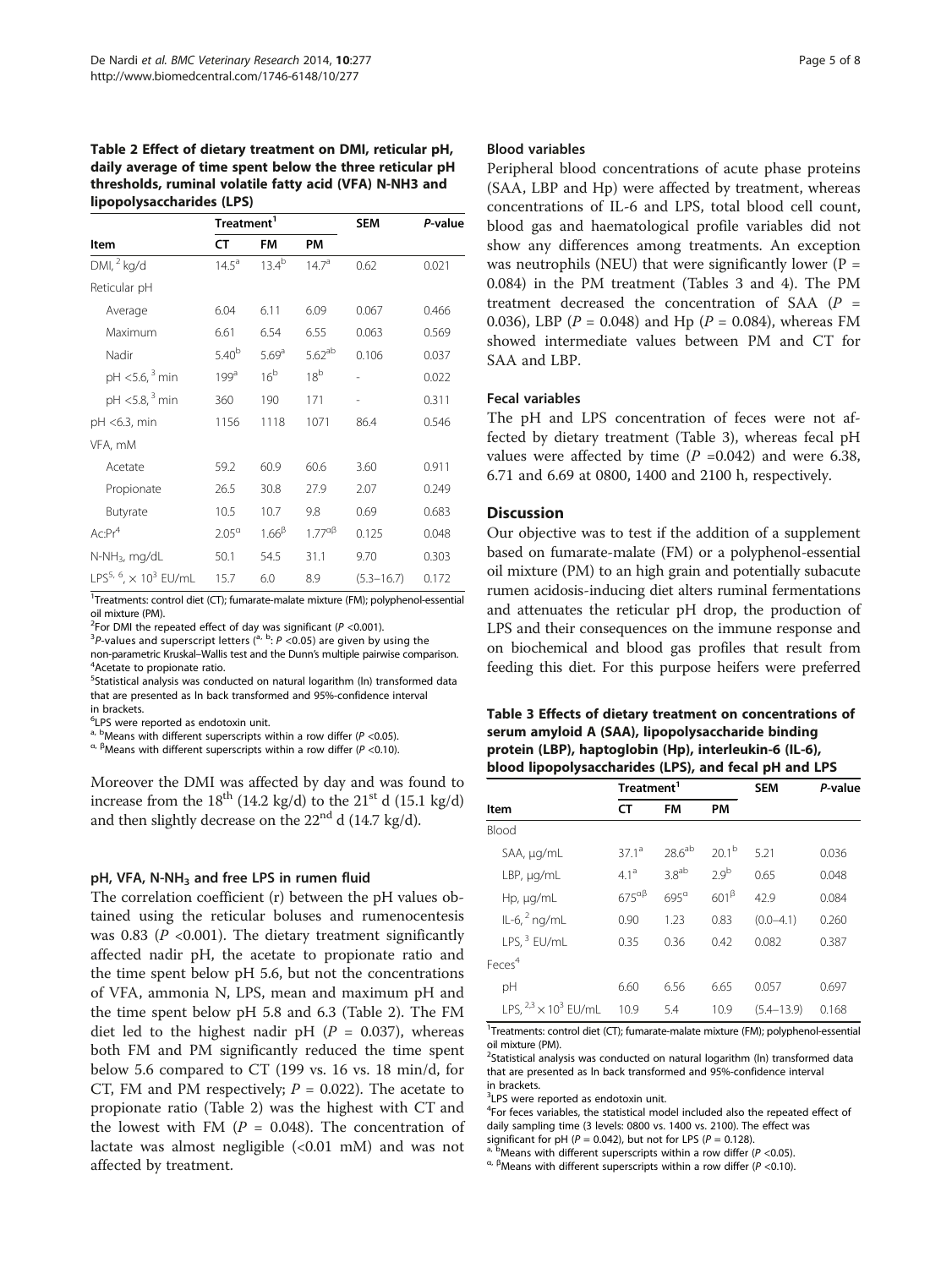**Table 2 Effect of dietary treatment on DMI, reticular pH, daily average of time spent below the three reticular pH thresholds, ruminal volatile fatty acid (VFA) N-NH3 and lipopolysaccharides (LPS)**

| Item | Treatment[1] | | | SEM | P-value |
|---|---|---|---|---|---|
| | CT | FM | PM | | |
| DMI, [2] kg/d | 14.5[a] | 13.4[b] | 14.7[a] | 0.62 | 0.021 |
| Reticular pH | | | | | |
| Average | 6.04 | 6.11 | 6.09 | 0.067 | 0.466 |
| Maximum | 6.61 | 6.54 | 6.55 | 0.063 | 0.569 |
| Nadir | 5.40[b] | 5.69[a] | 5.62[ab] | 0.106 | 0.037 |
| pH <5.6, [3] min | 199[a] | 16[b] | 18[b] | - | 0.022 |
| pH <5.8, [3] min | 360 | 190 | 171 | - | 0.311 |
| pH <6.3, min | 1156 | 1118 | 1071 | 86.4 | 0.546 |
| VFA, mM | | | | | |
| Acetate | 59.2 | 60.9 | 60.6 | 3.60 | 0.911 |
| Propionate | 26.5 | 30.8 | 27.9 | 2.07 | 0.249 |
| Butyrate | 10.5 | 10.7 | 9.8 | 0.69 | 0.683 |
| Ac:Pr[4] | 2.05[α] | 1.66[β] | 1.77[αβ] | 0.125 | 0.048 |
| $N\text{-}NH_3$, mg/dL | 50.1 | 54.5 | 31.1 | 9.70 | 0.303 |
| LPS[5, 6], $\times 10^3$ EU/mL | 15.7 | 6.0 | 8.9 | (5.3–16.7) | 0.172 |

[1]Treatments: control diet (CT); fumarate-malate mixture (FM); polyphenol-essential oil mixture (PM).
[2]For DMI the repeated effect of day was significant ($P$ <0.001).
[3]$P$-values and superscript letters ([a, b]: $P$ <0.05) are given by using the non-parametric Kruskal–Wallis test and the Dunn's multiple pairwise comparison.
[4]Acetate to propionate ratio.
[5]Statistical analysis was conducted on natural logarithm (ln) transformed data that are presented as ln back transformed and 95%-confidence interval in brackets.
[6]LPS were reported as endotoxin unit.
[a, b]Means with different superscripts within a row differ ($P$ <0.05).
[α, β]Means with different superscripts within a row differ ($P$ <0.10).

Moreover the DMI was affected by day and was found to increase from the 18[th] (14.2 kg/d) to the 21[st] d (15.1 kg/d) and then slightly decrease on the 22[nd] d (14.7 kg/d).

#### pH, VFA, $N\text{-}NH_3$ and free LPS in rumen fluid

The correlation coefficient (r) between the pH values obtained using the reticular boluses and rumenocentesis was 0.83 ($P$ <0.001). The dietary treatment significantly affected nadir pH, the acetate to propionate ratio and the time spent below pH 5.6, but not the concentrations of VFA, ammonia N, LPS, mean and maximum pH and the time spent below pH 5.8 and 6.3 (Table 2). The FM diet led to the highest nadir pH ($P$ = 0.037), whereas both FM and PM significantly reduced the time spent below 5.6 compared to CT (199 vs. 16 vs. 18 min/d, for CT, FM and PM respectively; $P$ = 0.022). The acetate to propionate ratio (Table 2) was the highest with CT and the lowest with FM ($P$ = 0.048). The concentration of lactate was almost negligible (<0.01 mM) and was not affected by treatment.

#### Blood variables

Peripheral blood concentrations of acute phase proteins (SAA, LBP and Hp) were affected by treatment, whereas concentrations of IL-6 and LPS, total blood cell count, blood gas and haematological profile variables did not show any differences among treatments. An exception was neutrophils (NEU) that were significantly lower (P = 0.084) in the PM treatment (Tables 3 and 4). The PM treatment decreased the concentration of SAA ($P$ = 0.036), LBP ($P$ = 0.048) and Hp ($P$ = 0.084), whereas FM showed intermediate values between PM and CT for SAA and LBP.

#### Fecal variables

The pH and LPS concentration of feces were not affected by dietary treatment (Table 3), whereas fecal pH values were affected by time ($P$ =0.042) and were 6.38, 6.71 and 6.69 at 0800, 1400 and 2100 h, respectively.

## Discussion

Our objective was to test if the addition of a supplement based on fumarate-malate (FM) or a polyphenol-essential oil mixture (PM) to an high grain and potentially subacute rumen acidosis-inducing diet alters ruminal fermentations and attenuates the reticular pH drop, the production of LPS and their consequences on the immune response and on biochemical and blood gas profiles that result from feeding this diet. For this purpose heifers were preferred

**Table 3 Effects of dietary treatment on concentrations of serum amyloid A (SAA), lipopolysaccharide binding protein (LBP), haptoglobin (Hp), interleukin-6 (IL-6), blood lipopolysaccharides (LPS), and fecal pH and LPS**

| Item | Treatment[1] | | | SEM | P-value |
|---|---|---|---|---|---|
| | CT | FM | PM | | |
| Blood | | | | | |
| SAA, μg/mL | 37.1[a] | 28.6[ab] | 20.1[b] | 5.21 | 0.036 |
| LBP, μg/mL | 4.1[a] | 3.8[ab] | 2.9[b] | 0.65 | 0.048 |
| Hp, μg/mL | 675[αβ] | 695[α] | 601[β] | 42.9 | 0.084 |
| IL-6, [2] ng/mL | 0.90 | 1.23 | 0.83 | (0.0–4.1) | 0.260 |
| LPS, [3] EU/mL | 0.35 | 0.36 | 0.42 | 0.082 | 0.387 |
| Feces[4] | | | | | |
| pH | 6.60 | 6.56 | 6.65 | 0.057 | 0.697 |
| LPS, [2,3] $\times 10^3$ EU/mL | 10.9 | 5.4 | 10.9 | (5.4–13.9) | 0.168 |

[1]Treatments: control diet (CT); fumarate-malate mixture (FM); polyphenol-essential oil mixture (PM).
[2]Statistical analysis was conducted on natural logarithm (ln) transformed data that are presented as ln back transformed and 95%-confidence interval in brackets.
[3]LPS were reported as endotoxin unit.
[4]For feces variables, the statistical model included also the repeated effect of daily sampling time (3 levels: 0800 vs. 1400 vs. 2100). The effect was significant for pH ($P$ = 0.042), but not for LPS ($P$ = 0.128).
[a, b]Means with different superscripts within a row differ ($P$ <0.05).
[α, β]Means with different superscripts within a row differ ($P$ <0.10).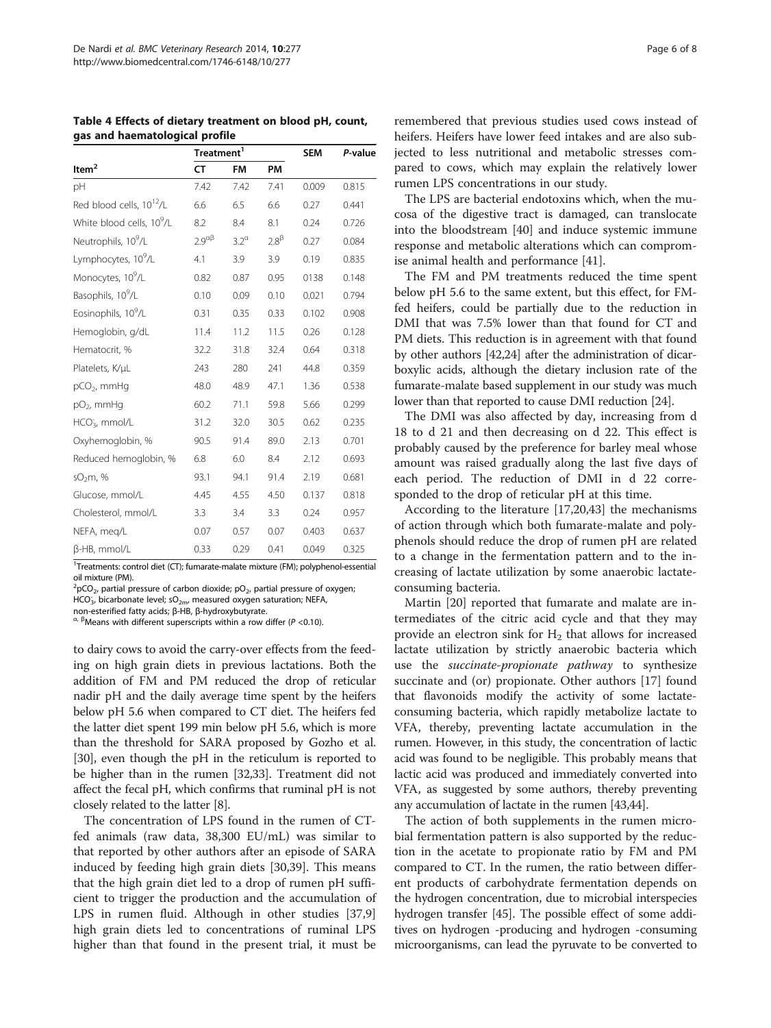**Table 4 Effects of dietary treatment on blood pH, count, gas and haematological profile**

| Item[2] | Treatment[1] | | | SEM | P-value |
|---|---|---|---|---|---|
| | CT | FM | PM | | |
| pH | 7.42 | 7.42 | 7.41 | 0.009 | 0.815 |
| Red blood cells, $10^{12}$/L | 6.6 | 6.5 | 6.6 | 0.27 | 0.441 |
| White blood cells, $10^{9}$/L | 8.2 | 8.4 | 8.1 | 0.24 | 0.726 |
| Neutrophils, $10^{9}$/L | $2.9^{\alpha\beta}$ | $3.2^{\alpha}$ | $2.8^{\beta}$ | 0.27 | 0.084 |
| Lymphocytes, $10^{9}$/L | 4.1 | 3.9 | 3.9 | 0.19 | 0.835 |
| Monocytes, $10^{9}$/L | 0.82 | 0.87 | 0.95 | 0138 | 0.148 |
| Basophils, $10^{9}$/L | 0.10 | 0.09 | 0.10 | 0.021 | 0.794 |
| Eosinophils, $10^{9}$/L | 0.31 | 0.35 | 0.33 | 0.102 | 0.908 |
| Hemoglobin, g/dL | 11.4 | 11.2 | 11.5 | 0.26 | 0.128 |
| Hematocrit, % | 32.2 | 31.8 | 32.4 | 0.64 | 0.318 |
| Platelets, K/μL | 243 | 280 | 241 | 44.8 | 0.359 |
| $pCO_2$, mmHg | 48.0 | 48.9 | 47.1 | 1.36 | 0.538 |
| $pO_2$, mmHg | 60.2 | 71.1 | 59.8 | 5.66 | 0.299 |
| $HCO_3$, mmol/L | 31.2 | 32.0 | 30.5 | 0.62 | 0.235 |
| Oxyhemoglobin, % | 90.5 | 91.4 | 89.0 | 2.13 | 0.701 |
| Reduced hemoglobin, % | 6.8 | 6.0 | 8.4 | 2.12 | 0.693 |
| $sO_{2m}$, % | 93.1 | 94.1 | 91.4 | 2.19 | 0.681 |
| Glucose, mmol/L | 4.45 | 4.55 | 4.50 | 0.137 | 0.818 |
| Cholesterol, mmol/L | 3.3 | 3.4 | 3.3 | 0.24 | 0.957 |
| NEFA, meq/L | 0.07 | 0.57 | 0.07 | 0.403 | 0.637 |
| β-HB, mmol/L | 0.33 | 0.29 | 0.41 | 0.049 | 0.325 |

[1]Treatments: control diet (CT); fumarate-malate mixture (FM); polyphenol-essential oil mixture (PM).
[2]$pCO_2$, partial pressure of carbon dioxide; $pO_2$, partial pressure of oxygen; $HCO_3$, bicarbonate level; $sO_{2m}$, measured oxygen saturation; NEFA, non-esterified fatty acids; β-HB, β-hydroxybutyrate.
$^{\alpha,\beta}$Means with different superscripts within a row differ ($P$ <0.10).

to dairy cows to avoid the carry-over effects from the feeding on high grain diets in previous lactations. Both the addition of FM and PM reduced the drop of reticular nadir pH and the daily average time spent by the heifers below pH 5.6 when compared to CT diet. The heifers fed the latter diet spent 199 min below pH 5.6, which is more than the threshold for SARA proposed by Gozho et al. [30], even though the pH in the reticulum is reported to be higher than in the rumen [32,33]. Treatment did not affect the fecal pH, which confirms that ruminal pH is not closely related to the latter [8].

The concentration of LPS found in the rumen of CT-fed animals (raw data, 38,300 EU/mL) was similar to that reported by other authors after an episode of SARA induced by feeding high grain diets [30,39]. This means that the high grain diet led to a drop of rumen pH sufficient to trigger the production and the accumulation of LPS in rumen fluid. Although in other studies [37,9] high grain diets led to concentrations of ruminal LPS higher than that found in the present trial, it must be remembered that previous studies used cows instead of heifers. Heifers have lower feed intakes and are also subjected to less nutritional and metabolic stresses compared to cows, which may explain the relatively lower rumen LPS concentrations in our study.

The LPS are bacterial endotoxins which, when the mucosa of the digestive tract is damaged, can translocate into the bloodstream [40] and induce systemic immune response and metabolic alterations which can compromise animal health and performance [41].

The FM and PM treatments reduced the time spent below pH 5.6 to the same extent, but this effect, for FM-fed heifers, could be partially due to the reduction in DMI that was 7.5% lower than that found for CT and PM diets. This reduction is in agreement with that found by other authors [42,24] after the administration of dicarboxylic acids, although the dietary inclusion rate of the fumarate-malate based supplement in our study was much lower than that reported to cause DMI reduction [24].

The DMI was also affected by day, increasing from d 18 to d 21 and then decreasing on d 22. This effect is probably caused by the preference for barley meal whose amount was raised gradually along the last five days of each period. The reduction of DMI in d 22 corresponded to the drop of reticular pH at this time.

According to the literature [17,20,43] the mechanisms of action through which both fumarate-malate and polyphenols should reduce the drop of rumen pH are related to a change in the fermentation pattern and to the increasing of lactate utilization by some anaerobic lactate-consuming bacteria.

Martin [20] reported that fumarate and malate are intermediates of the citric acid cycle and that they may provide an electron sink for $H_2$ that allows for increased lactate utilization by strictly anaerobic bacteria which use the *succinate-propionate pathway* to synthesize succinate and (or) propionate. Other authors [17] found that flavonoids modify the activity of some lactate-consuming bacteria, which rapidly metabolize lactate to VFA, thereby, preventing lactate accumulation in the rumen. However, in this study, the concentration of lactic acid was found to be negligible. This probably means that lactic acid was produced and immediately converted into VFA, as suggested by some authors, thereby preventing any accumulation of lactate in the rumen [43,44].

The action of both supplements in the rumen microbial fermentation pattern is also supported by the reduction in the acetate to propionate ratio by FM and PM compared to CT. In the rumen, the ratio between different products of carbohydrate fermentation depends on the hydrogen concentration, due to microbial interspecies hydrogen transfer [45]. The possible effect of some additives on hydrogen -producing and hydrogen -consuming microorganisms, can lead the pyruvate to be converted to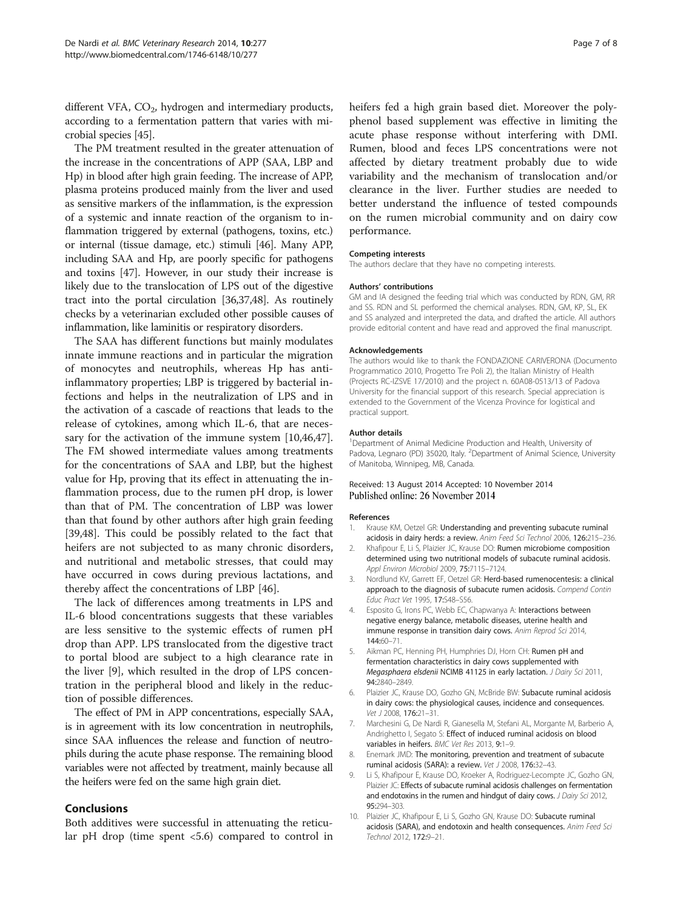different VFA, $CO_2$, hydrogen and intermediary products, according to a fermentation pattern that varies with microbial species [45].

The PM treatment resulted in the greater attenuation of the increase in the concentrations of APP (SAA, LBP and Hp) in blood after high grain feeding. The increase of APP, plasma proteins produced mainly from the liver and used as sensitive markers of the inflammation, is the expression of a systemic and innate reaction of the organism to inflammation triggered by external (pathogens, toxins, etc.) or internal (tissue damage, etc.) stimuli [46]. Many APP, including SAA and Hp, are poorly specific for pathogens and toxins [47]. However, in our study their increase is likely due to the translocation of LPS out of the digestive tract into the portal circulation [36,37,48]. As routinely checks by a veterinarian excluded other possible causes of inflammation, like laminitis or respiratory disorders.

The SAA has different functions but mainly modulates innate immune reactions and in particular the migration of monocytes and neutrophils, whereas Hp has anti-inflammatory properties; LBP is triggered by bacterial infections and helps in the neutralization of LPS and in the activation of a cascade of reactions that leads to the release of cytokines, among which IL-6, that are necessary for the activation of the immune system [10,46,47]. The FM showed intermediate values among treatments for the concentrations of SAA and LBP, but the highest value for Hp, proving that its effect in attenuating the inflammation process, due to the rumen pH drop, is lower than that of PM. The concentration of LBP was lower than that found by other authors after high grain feeding [39,48]. This could be possibly related to the fact that heifers are not subjected to as many chronic disorders, and nutritional and metabolic stresses, that could may have occurred in cows during previous lactations, and thereby affect the concentrations of LBP [46].

The lack of differences among treatments in LPS and IL-6 blood concentrations suggests that these variables are less sensitive to the systemic effects of rumen pH drop than APP. LPS translocated from the digestive tract to portal blood are subject to a high clearance rate in the liver [9], which resulted in the drop of LPS concentration in the peripheral blood and likely in the reduction of possible differences.

The effect of PM in APP concentrations, especially SAA, is in agreement with its low concentration in neutrophils, since SAA influences the release and function of neutrophils during the acute phase response. The remaining blood variables were not affected by treatment, mainly because all the heifers were fed on the same high grain diet.

## Conclusions

Both additives were successful in attenuating the reticular pH drop (time spent <5.6) compared to control in heifers fed a high grain based diet. Moreover the polyphenol based supplement was effective in limiting the acute phase response without interfering with DMI. Rumen, blood and feces LPS concentrations were not affected by dietary treatment probably due to wide variability and the mechanism of translocation and/or clearance in the liver. Further studies are needed to better understand the influence of tested compounds on the rumen microbial community and on dairy cow performance.

#### Competing interests

The authors declare that they have no competing interests.

#### Authors' contributions

GM and IA designed the feeding trial which was conducted by RDN, GM, RR and SS. RDN and SL performed the chemical analyses. RDN, GM, KP, SL, EK and SS analyzed and interpreted the data, and drafted the article. All authors provide editorial content and have read and approved the final manuscript.

#### Acknowledgements

The authors would like to thank the FONDAZIONE CARIVERONA (Documento Programmatico 2010, Progetto Tre Poli 2), the Italian Ministry of Health (Projects RC-IZSVE 17/2010) and the project n. 60A08-0513/13 of Padova University for the financial support of this research. Special appreciation is extended to the Government of the Vicenza Province for logistical and practical support.

#### Author details

[1]Department of Animal Medicine Production and Health, University of Padova, Legnaro (PD) 35020, Italy. [2]Department of Animal Science, University of Manitoba, Winnipeg, MB, Canada.

Received: 13 August 2014 Accepted: 10 November 2014
Published online: 26 November 2014

#### References

1. Krause KM, Oetzel GR: **Understanding and preventing subacute ruminal acidosis in dairy herds: a review.** *Anim Feed Sci Technol* 2006, **126:**215–236.
2. Khafipour E, Li S, Plaizier JC, Krause DO: **Rumen microbiome composition determined using two nutritional models of subacute ruminal acidosis.** *Appl Environ Microbiol* 2009, **75:**7115–7124.
3. Nordlund KV, Garrett EF, Oetzel GR: **Herd-based rumenocentesis: a clinical approach to the diagnosis of subacute rumen acidosis.** *Compend Contin Educ Pract Vet* 1995, **17:**S48–S56.
4. Esposito G, Irons PC, Webb EC, Chapwanya A: **Interactions between negative energy balance, metabolic diseases, uterine health and immune response in transition dairy cows.** *Anim Reprod Sci* 2014, **144:**60–71.
5. Aikman PC, Henning PH, Humphries DJ, Horn CH: **Rumen pH and fermentation characteristics in dairy cows supplemented with *Megasphaera elsdenii* NCIMB 41125 in early lactation.** *J Dairy Sci* 2011, **94:**2840–2849.
6. Plaizier JC, Krause DO, Gozho GN, McBride BW: **Subacute ruminal acidosis in dairy cows: the physiological causes, incidence and consequences.** *Vet J* 2008, **176:**21–31.
7. Marchesini G, De Nardi R, Gianesella M, Stefani AL, Morgante M, Barberio A, Andrighetto I, Segato S: **Effect of induced ruminal acidosis on blood variables in heifers.** *BMC Vet Res* 2013, **9:**1–9.
8. Enemark JMD: **The monitoring, prevention and treatment of subacute ruminal acidosis (SARA): a review.** *Vet J* 2008, **176:**32–43.
9. Li S, Khafipour E, Krause DO, Kroeker A, Rodriguez-Lecompte JC, Gozho GN, Plaizier JC: **Effects of subacute ruminal acidosis challenges on fermentation and endotoxins in the rumen and hindgut of dairy cows.** *J Dairy Sci* 2012, **95:**294–303.
10. Plaizier JC, Khafipour E, Li S, Gozho GN, Krause DO: **Subacute ruminal acidosis (SARA), and endotoxin and health consequences.** *Anim Feed Sci Technol* 2012, **172:**9–21.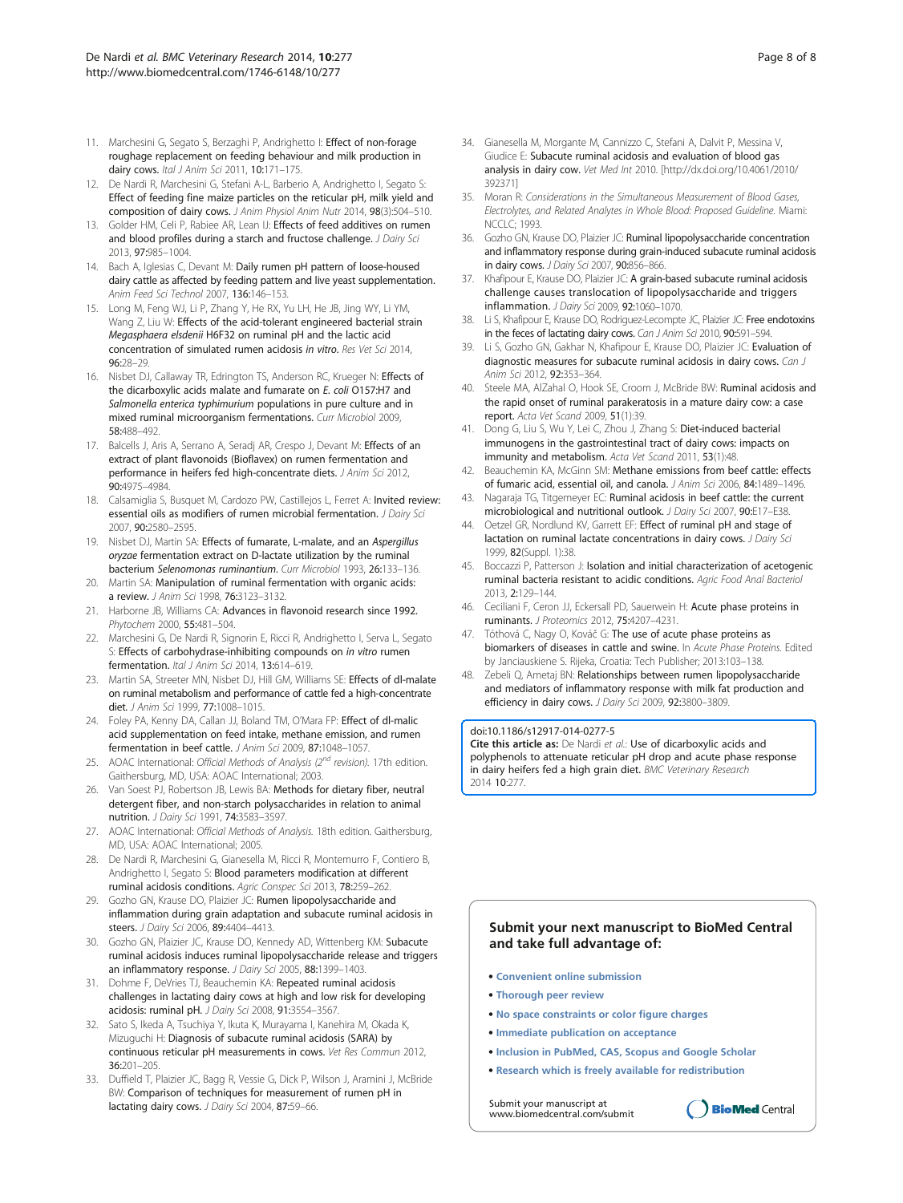11. Marchesini G, Segato S, Berzaghi P, Andrighetto I: **Effect of non-forage roughage replacement on feeding behaviour and milk production in dairy cows.** *Ital J Anim Sci* 2011, **10:**171–175.
12. De Nardi R, Marchesini G, Stefani A-L, Barberio A, Andrighetto I, Segato S: **Effect of feeding fine maize particles on the reticular pH, milk yield and composition of dairy cows.** *J Anim Physiol Anim Nutr* 2014, **98**(3):504–510.
13. Golder HM, Celi P, Rabiee AR, Lean IJ: **Effects of feed additives on rumen and blood profiles during a starch and fructose challenge.** *J Dairy Sci* 2013, **97:**985–1004.
14. Bach A, Iglesias C, Devant M: **Daily rumen pH pattern of loose-housed dairy cattle as affected by feeding pattern and live yeast supplementation.** *Anim Feed Sci Technol* 2007, **136:**146–153.
15. Long M, Feng WJ, Li P, Zhang Y, He RX, Yu LH, He JB, Jing WY, Li YM, Wang Z, Liu W: **Effects of the acid-tolerant engineered bacterial strain *Megasphaera elsdenii* H6F32 on ruminal pH and the lactic acid concentration of simulated rumen acidosis *in vitro*.** *Res Vet Sci* 2014, **96:**28–29.
16. Nisbet DJ, Callaway TR, Edrington TS, Anderson RC, Krueger N: **Effects of the dicarboxylic acids malate and fumarate on *E. coli* O157:H7 and *Salmonella enterica typhimurium* populations in pure culture and in mixed ruminal microorganism fermentations.** *Curr Microbiol* 2009, **58:**488–492.
17. Balcells J, Aris A, Serrano A, Seradj AR, Crespo J, Devant M: **Effects of an extract of plant flavonoids (Bioflavex) on rumen fermentation and performance in heifers fed high-concentrate diets.** *J Anim Sci* 2012, **90:**4975–4984.
18. Calsamiglia S, Busquet M, Cardozo PW, Castillejos L, Ferret A: **Invited review: essential oils as modifiers of rumen microbial fermentation.** *J Dairy Sci* 2007, **90:**2580–2595.
19. Nisbet DJ, Martin SA: **Effects of fumarate, L-malate, and an *Aspergillus oryzae* fermentation extract on D-lactate utilization by the ruminal bacterium *Selenomonas ruminantium*.** *Curr Microbiol* 1993, **26:**133–136.
20. Martin SA: **Manipulation of ruminal fermentation with organic acids: a review.** *J Anim Sci* 1998, **76:**3123–3132.
21. Harborne JB, Williams CA: **Advances in flavonoid research since 1992.** *Phytochem* 2000, **55:**481–504.
22. Marchesini G, De Nardi R, Signorin E, Ricci R, Andrighetto I, Serva L, Segato S: **Effects of carbohydrase-inhibiting compounds on *in vitro* rumen fermentation.** *Ital J Anim Sci* 2014, **13:**614–619.
23. Martin SA, Streeter MN, Nisbet DJ, Hill GM, Williams SE: **Effects of dl-malate on ruminal metabolism and performance of cattle fed a high-concentrate diet.** *J Anim Sci* 1999, **77:**1008–1015.
24. Foley PA, Kenny DA, Callan JJ, Boland TM, O'Mara FP: **Effect of dl-malic acid supplementation on feed intake, methane emission, and rumen fermentation in beef cattle.** *J Anim Sci* 2009, **87:**1048–1057.
25. AOAC International: *Official Methods of Analysis (2nd revision).* 17th edition. Gaithersburg, MD, USA: AOAC International; 2003.
26. Van Soest PJ, Robertson JB, Lewis BA: **Methods for dietary fiber, neutral detergent fiber, and non-starch polysaccharides in relation to animal nutrition.** *J Dairy Sci* 1991, **74:**3583–3597.
27. AOAC International: *Official Methods of Analysis.* 18th edition. Gaithersburg, MD, USA: AOAC International; 2005.
28. De Nardi R, Marchesini G, Gianesella M, Ricci R, Montemurro F, Contiero B, Andrighetto I, Segato S: **Blood parameters modification at different ruminal acidosis conditions.** *Agric Conspec Sci* 2013, **78:**259–262.
29. Gozho GN, Krause DO, Plaizier JC: **Rumen lipopolysaccharide and inflammation during grain adaptation and subacute ruminal acidosis in steers.** *J Dairy Sci* 2006, **89:**4404–4413.
30. Gozho GN, Plaizier JC, Krause DO, Kennedy AD, Wittenberg KM: **Subacute ruminal acidosis induces ruminal lipopolysaccharide release and triggers an inflammatory response.** *J Dairy Sci* 2005, **88:**1399–1403.
31. Dohme F, DeVries TJ, Beauchemin KA: **Repeated ruminal acidosis challenges in lactating dairy cows at high and low risk for developing acidosis: ruminal pH.** *J Dairy Sci* 2008, **91:**3554–3567.
32. Sato S, Ikeda A, Tsuchiya Y, Ikuta K, Murayama I, Kanehira M, Okada K, Mizuguchi H: **Diagnosis of subacute ruminal acidosis (SARA) by continuous reticular pH measurements in cows.** *Vet Res Commun* 2012, **36:**201–205.
33. Duffield T, Plaizier JC, Bagg R, Vessie G, Dick P, Wilson J, Aramini J, McBride BW: **Comparison of techniques for measurement of rumen pH in lactating dairy cows.** *J Dairy Sci* 2004, **87:**59–66.
34. Gianesella M, Morgante M, Cannizzo C, Stefani A, Dalvit P, Messina V, Giudice E: **Subacute ruminal acidosis and evaluation of blood gas analysis in dairy cow.** *Vet Med Int* 2010. [http://dx.doi.org/10.4061/2010/392371]
35. Moran R: *Considerations in the Simultaneous Measurement of Blood Gases, Electrolytes, and Related Analytes in Whole Blood: Proposed Guideline.* Miami: NCCLC; 1993.
36. Gozho GN, Krause DO, Plaizier JC: **Ruminal lipopolysaccharide concentration and inflammatory response during grain-induced subacute ruminal acidosis in dairy cows.** *J Dairy Sci* 2007, **90:**856–866.
37. Khafipour E, Krause DO, Plaizier JC: **A grain-based subacute ruminal acidosis challenge causes translocation of lipopolysaccharide and triggers inflammation.** *J Dairy Sci* 2009, **92:**1060–1070.
38. Li S, Khafipour E, Krause DO, Rodriguez-Lecompte JC, Plaizier JC: **Free endotoxins in the feces of lactating dairy cows.** *Can J Anim Sci* 2010, **90:**591–594.
39. Li S, Gozho GN, Gakhar N, Khafipour E, Krause DO, Plaizier JC: **Evaluation of diagnostic measures for subacute ruminal acidosis in dairy cows.** *Can J Anim Sci* 2012, **92:**353–364.
40. Steele MA, AlZahal O, Hook SE, Croom J, McBride BW: **Ruminal acidosis and the rapid onset of ruminal parakeratosis in a mature dairy cow: a case report.** *Acta Vet Scand* 2009, **51**(1):39.
41. Dong G, Liu S, Wu Y, Lei C, Zhou J, Zhang S: **Diet-induced bacterial immunogens in the gastrointestinal tract of dairy cows: impacts on immunity and metabolism.** *Acta Vet Scand* 2011, **53**(1):48.
42. Beauchemin KA, McGinn SM: **Methane emissions from beef cattle: effects of fumaric acid, essential oil, and canola.** *J Anim Sci* 2006, **84:**1489–1496.
43. Nagaraja TG, Titgemeyer EC: **Ruminal acidosis in beef cattle: the current microbiological and nutritional outlook.** *J Dairy Sci* 2007, **90:**E17–E38.
44. Oetzel GR, Nordlund KV, Garrett EF: **Effect of ruminal pH and stage of lactation on ruminal lactate concentrations in dairy cows.** *J Dairy Sci* 1999, **82**(Suppl. 1):38.
45. Boccazzi P, Patterson J: **Isolation and initial characterization of acetogenic ruminal bacteria resistant to acidic conditions.** *Agric Food Anal Bacteriol* 2013, **2:**129–144.
46. Ceciliani F, Ceron JJ, Eckersall PD, Sauerwein H: **Acute phase proteins in ruminants.** *J Proteomics* 2012, **75:**4207–4231.
47. Tóthová C, Nagy O, Kováč G: **The use of acute phase proteins as biomarkers of diseases in cattle and swine.** In *Acute Phase Proteins.* Edited by Janciauskiene S. Rijeka, Croatia: Tech Publisher; 2013:103–138.
48. Zebeli Q, Ametaj BN: **Relationships between rumen lipopolysaccharide and mediators of inflammatory response with milk fat production and efficiency in dairy cows.** *J Dairy Sci* 2009, **92:**3800–3809.

doi:10.1186/s12917-014-0277-5

**Cite this article as:** De Nardi *et al.*: Use of dicarboxylic acids and polyphenols to attenuate reticular pH drop and acute phase response in dairy heifers fed a high grain diet. *BMC Veterinary Research* 2014 **10**:277.

**Submit your next manuscript to BioMed Central and take full advantage of:**

- **Convenient online submission**
- **Thorough peer review**
- **No space constraints or color figure charges**
- **Immediate publication on acceptance**
- **Inclusion in PubMed, CAS, Scopus and Google Scholar**
- **Research which is freely available for redistribution**

Submit your manuscript at www.biomedcentral.com/submit

BioMed Central